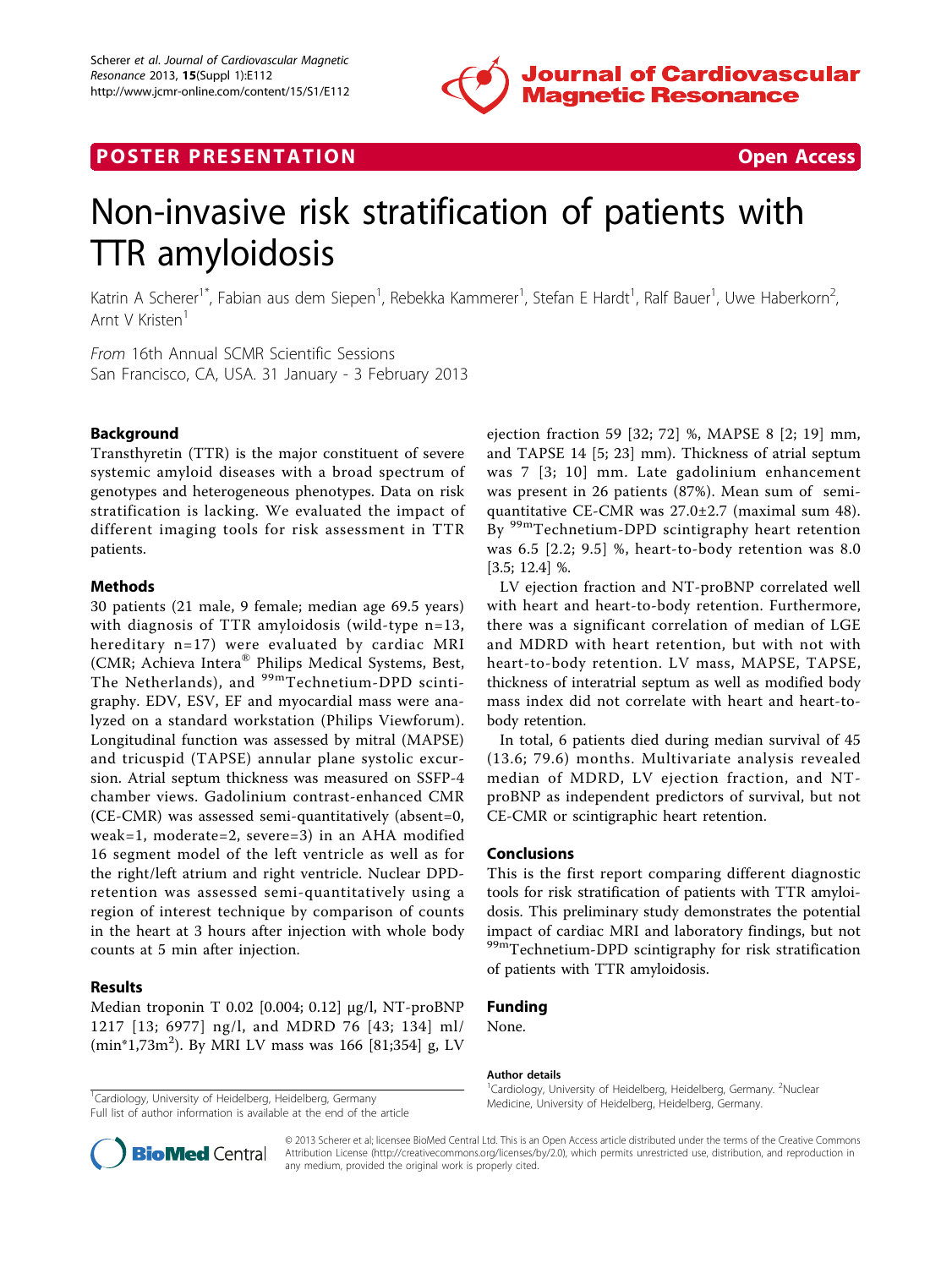POSTER PRESENTATION **Open Access**

# Non-invasive risk stratification of patients with TTR amyloidosis

Katrin A Scherer[1*], Fabian aus dem Siepen[1], Rebekka Kammerer[1], Stefan E Hardt[1], Ralf Bauer[1], Uwe Haberkorn[2], Arnt V Kristen[1]

*From* 16th Annual SCMR Scientific Sessions
San Francisco, CA, USA. 31 January - 3 February 2013

## Background

Transthyretin (TTR) is the major constituent of severe systemic amyloid diseases with a broad spectrum of genotypes and heterogeneous phenotypes. Data on risk stratification is lacking. We evaluated the impact of different imaging tools for risk assessment in TTR patients.

## Methods

30 patients (21 male, 9 female; median age 69.5 years) with diagnosis of TTR amyloidosis (wild-type n=13, hereditary n=17) were evaluated by cardiac MRI (CMR; Achieva Intera® Philips Medical Systems, Best, The Netherlands), and $^{99m}$Technetium-DPD scintigraphy. EDV, ESV, EF and myocardial mass were analyzed on a standard workstation (Philips Viewforum). Longitudinal function was assessed by mitral (MAPSE) and tricuspid (TAPSE) annular plane systolic excursion. Atrial septum thickness was measured on SSFP-4 chamber views. Gadolinium contrast-enhanced CMR (CE-CMR) was assessed semi-quantitatively (absent=0, weak=1, moderate=2, severe=3) in an AHA modified 16 segment model of the left ventricle as well as for the right/left atrium and right ventricle. Nuclear DPD-retention was assessed semi-quantitatively using a region of interest technique by comparison of counts in the heart at 3 hours after injection with whole body counts at 5 min after injection.

## Results

Median troponin T 0.02 [0.004; 0.12] µg/l, NT-proBNP 1217 [13; 6977] ng/l, and MDRD 76 [43; 134] ml/(min*1,73m$^2$). By MRI LV mass was 166 [81;354] g, LV ejection fraction 59 [32; 72] %, MAPSE 8 [2; 19] mm, and TAPSE 14 [5; 23] mm). Thickness of atrial septum was 7 [3; 10] mm. Late gadolinium enhancement was present in 26 patients (87%). Mean sum of semi-quantitative CE-CMR was 27.0±2.7 (maximal sum 48). By $^{99m}$Technetium-DPD scintigraphy heart retention was 6.5 [2.2; 9.5] %, heart-to-body retention was 8.0 [3.5; 12.4] %.

LV ejection fraction and NT-proBNP correlated well with heart and heart-to-body retention. Furthermore, there was a significant correlation of median of LGE and MDRD with heart retention, but with not with heart-to-body retention. LV mass, MAPSE, TAPSE, thickness of interatrial septum as well as modified body mass index did not correlate with heart and heart-to-body retention.

In total, 6 patients died during median survival of 45 (13.6; 79.6) months. Multivariate analysis revealed median of MDRD, LV ejection fraction, and NT-proBNP as independent predictors of survival, but not CE-CMR or scintigraphic heart retention.

## Conclusions

This is the first report comparing different diagnostic tools for risk stratification of patients with TTR amyloidosis. This preliminary study demonstrates the potential impact of cardiac MRI and laboratory findings, but not $^{99m}$Technetium-DPD scintigraphy for risk stratification of patients with TTR amyloidosis.

## Funding

None.

### Author details

[1]Cardiology, University of Heidelberg, Heidelberg, Germany. [2]Nuclear Medicine, University of Heidelberg, Heidelberg, Germany.

[1]Cardiology, University of Heidelberg, Heidelberg, Germany
Full list of author information is available at the end of the article

© 2013 Scherer et al; licensee BioMed Central Ltd. This is an Open Access article distributed under the terms of the Creative Commons Attribution License (http://creativecommons.org/licenses/by/2.0), which permits unrestricted use, distribution, and reproduction in any medium, provided the original work is properly cited.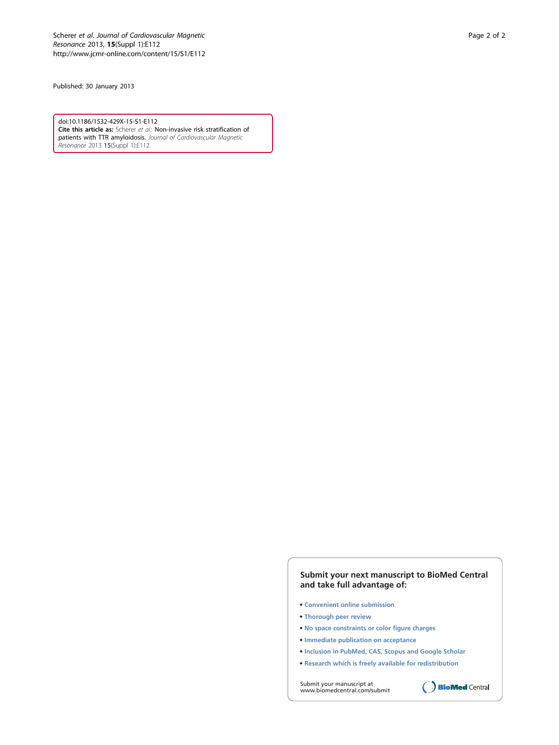Published: 30 January 2013

doi:10.1186/1532-429X-15-S1-E112
**Cite this article as:** Scherer *et al.*: Non-invasive risk stratification of patients with TTR amyloidosis. *Journal of Cardiovascular Magnetic Resonance* 2013 **15**(Suppl 1):E112.

**Submit your next manuscript to BioMed Central and take full advantage of:**

- **Convenient online submission**
- **Thorough peer review**
- **No space constraints or color figure charges**
- **Immediate publication on acceptance**
- **Inclusion in PubMed, CAS, Scopus and Google Scholar**
- **Research which is freely available for redistribution**

Submit your manuscript at
www.biomedcentral.com/submit

BioMed Central